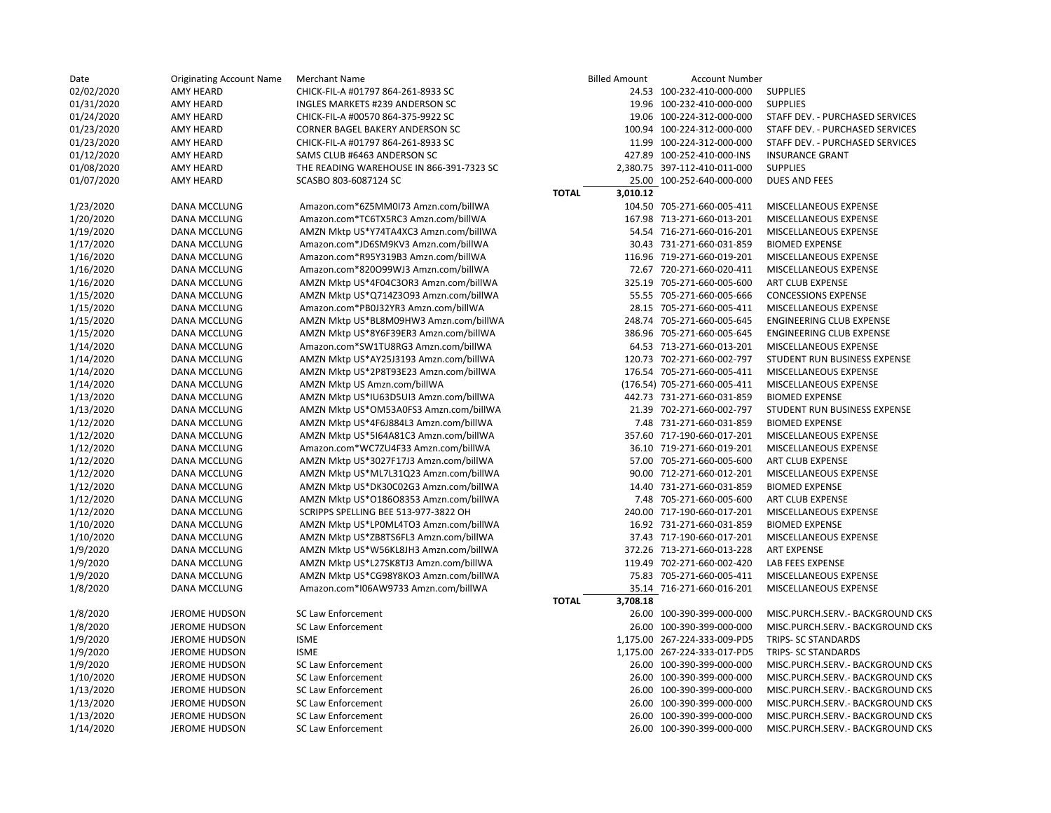| Date | Originating Account Name | Merchant Name | | Billed Amount | Account Number | |
|---|---|---|---|---|---|---|
| 02/02/2020 | AMY HEARD | CHICK-FIL-A #01797 864-261-8933 SC | | 24.53 | 100-232-410-000-000 | SUPPLIES |
| 01/31/2020 | AMY HEARD | INGLES MARKETS #239 ANDERSON SC | | 19.96 | 100-232-410-000-000 | SUPPLIES |
| 01/24/2020 | AMY HEARD | CHICK-FIL-A #00570 864-375-9922 SC | | 19.06 | 100-224-312-000-000 | STAFF DEV. - PURCHASED SERVICES |
| 01/23/2020 | AMY HEARD | CORNER BAGEL BAKERY ANDERSON SC | | 100.94 | 100-224-312-000-000 | STAFF DEV. - PURCHASED SERVICES |
| 01/23/2020 | AMY HEARD | CHICK-FIL-A #01797 864-261-8933 SC | | 11.99 | 100-224-312-000-000 | STAFF DEV. - PURCHASED SERVICES |
| 01/12/2020 | AMY HEARD | SAMS CLUB #6463 ANDERSON SC | | 427.89 | 100-252-410-000-INS | INSURANCE GRANT |
| 01/08/2020 | AMY HEARD | THE READING WAREHOUSE IN 866-391-7323 SC | | 2,380.75 | 397-112-410-011-000 | SUPPLIES |
| 01/07/2020 | AMY HEARD | SCASBO 803-6087124 SC | | 25.00 | 100-252-640-000-000 | DUES AND FEES |
| | | | **TOTAL** | **3,010.12** | | |
| 1/23/2020 | DANA MCCLUNG | Amazon.com*6Z5MM0I73 Amzn.com/billWA | | 104.50 | 705-271-660-005-411 | MISCELLANEOUS EXPENSE |
| 1/20/2020 | DANA MCCLUNG | Amazon.com*TC6TX5RC3 Amzn.com/billWA | | 167.98 | 713-271-660-013-201 | MISCELLANEOUS EXPENSE |
| 1/19/2020 | DANA MCCLUNG | AMZN Mktp US*Y74TA4XC3 Amzn.com/billWA | | 54.54 | 716-271-660-016-201 | MISCELLANEOUS EXPENSE |
| 1/17/2020 | DANA MCCLUNG | Amazon.com*JD6SM9KV3 Amzn.com/billWA | | 30.43 | 731-271-660-031-859 | BIOMED EXPENSE |
| 1/16/2020 | DANA MCCLUNG | Amazon.com*R95Y319B3 Amzn.com/billWA | | 116.96 | 719-271-660-019-201 | MISCELLANEOUS EXPENSE |
| 1/16/2020 | DANA MCCLUNG | Amazon.com*820O99WJ3 Amzn.com/billWA | | 72.67 | 720-271-660-020-411 | MISCELLANEOUS EXPENSE |
| 1/16/2020 | DANA MCCLUNG | AMZN Mktp US*4F04C3OR3 Amzn.com/billWA | | 325.19 | 705-271-660-005-600 | ART CLUB EXPENSE |
| 1/15/2020 | DANA MCCLUNG | AMZN Mktp US*Q714Z3O93 Amzn.com/billWA | | 55.55 | 705-271-660-005-666 | CONCESSIONS EXPENSE |
| 1/15/2020 | DANA MCCLUNG | Amazon.com*PB0J32YR3 Amzn.com/billWA | | 28.15 | 705-271-660-005-411 | MISCELLANEOUS EXPENSE |
| 1/15/2020 | DANA MCCLUNG | AMZN Mktp US*BL8M09HW3 Amzn.com/billWA | | 248.74 | 705-271-660-005-645 | ENGINEERING CLUB EXPENSE |
| 1/15/2020 | DANA MCCLUNG | AMZN Mktp US*8Y6F39ER3 Amzn.com/billWA | | 386.96 | 705-271-660-005-645 | ENGINEERING CLUB EXPENSE |
| 1/14/2020 | DANA MCCLUNG | Amazon.com*SW1TU8RG3 Amzn.com/billWA | | 64.53 | 713-271-660-013-201 | MISCELLANEOUS EXPENSE |
| 1/14/2020 | DANA MCCLUNG | AMZN Mktp US*AY25J3193 Amzn.com/billWA | | 120.73 | 702-271-660-002-797 | STUDENT RUN BUSINESS EXPENSE |
| 1/14/2020 | DANA MCCLUNG | AMZN Mktp US*2P8T93E23 Amzn.com/billWA | | 176.54 | 705-271-660-005-411 | MISCELLANEOUS EXPENSE |
| 1/14/2020 | DANA MCCLUNG | AMZN Mktp US Amzn.com/billWA | | (176.54) | 705-271-660-005-411 | MISCELLANEOUS EXPENSE |
| 1/13/2020 | DANA MCCLUNG | AMZN Mktp US*IU63D5UI3 Amzn.com/billWA | | 442.73 | 731-271-660-031-859 | BIOMED EXPENSE |
| 1/13/2020 | DANA MCCLUNG | AMZN Mktp US*OM53A0FS3 Amzn.com/billWA | | 21.39 | 702-271-660-002-797 | STUDENT RUN BUSINESS EXPENSE |
| 1/12/2020 | DANA MCCLUNG | AMZN Mktp US*4F6J884L3 Amzn.com/billWA | | 7.48 | 731-271-660-031-859 | BIOMED EXPENSE |
| 1/12/2020 | DANA MCCLUNG | AMZN Mktp US*5I64A81C3 Amzn.com/billWA | | 357.60 | 717-190-660-017-201 | MISCELLANEOUS EXPENSE |
| 1/12/2020 | DANA MCCLUNG | Amazon.com*WC7ZU4F33 Amzn.com/billWA | | 36.10 | 719-271-660-019-201 | MISCELLANEOUS EXPENSE |
| 1/12/2020 | DANA MCCLUNG | AMZN Mktp US*3027F17J3 Amzn.com/billWA | | 57.00 | 705-271-660-005-600 | ART CLUB EXPENSE |
| 1/12/2020 | DANA MCCLUNG | AMZN Mktp US*ML7L31Q23 Amzn.com/billWA | | 90.00 | 712-271-660-012-201 | MISCELLANEOUS EXPENSE |
| 1/12/2020 | DANA MCCLUNG | AMZN Mktp US*DK30C02G3 Amzn.com/billWA | | 14.40 | 731-271-660-031-859 | BIOMED EXPENSE |
| 1/12/2020 | DANA MCCLUNG | AMZN Mktp US*O186O8353 Amzn.com/billWA | | 7.48 | 705-271-660-005-600 | ART CLUB EXPENSE |
| 1/12/2020 | DANA MCCLUNG | SCRIPPS SPELLING BEE 513-977-3822 OH | | 240.00 | 717-190-660-017-201 | MISCELLANEOUS EXPENSE |
| 1/10/2020 | DANA MCCLUNG | AMZN Mktp US*LP0ML4TO3 Amzn.com/billWA | | 16.92 | 731-271-660-031-859 | BIOMED EXPENSE |
| 1/10/2020 | DANA MCCLUNG | AMZN Mktp US*ZB8TS6FL3 Amzn.com/billWA | | 37.43 | 717-190-660-017-201 | MISCELLANEOUS EXPENSE |
| 1/9/2020 | DANA MCCLUNG | AMZN Mktp US*W56KL8JH3 Amzn.com/billWA | | 372.26 | 713-271-660-013-228 | ART EXPENSE |
| 1/9/2020 | DANA MCCLUNG | AMZN Mktp US*L27SK8TJ3 Amzn.com/billWA | | 119.49 | 702-271-660-002-420 | LAB FEES EXPENSE |
| 1/9/2020 | DANA MCCLUNG | AMZN Mktp US*CG98Y8KO3 Amzn.com/billWA | | 75.83 | 705-271-660-005-411 | MISCELLANEOUS EXPENSE |
| 1/8/2020 | DANA MCCLUNG | Amazon.com*I06AW9733 Amzn.com/billWA | | 35.14 | 716-271-660-016-201 | MISCELLANEOUS EXPENSE |
| | | | **TOTAL** | **3,708.18** | | |
| 1/8/2020 | JEROME HUDSON | SC Law Enforcement | | 26.00 | 100-390-399-000-000 | MISC.PURCH.SERV.- BACKGROUND CKS |
| 1/8/2020 | JEROME HUDSON | SC Law Enforcement | | 26.00 | 100-390-399-000-000 | MISC.PURCH.SERV.- BACKGROUND CKS |
| 1/9/2020 | JEROME HUDSON | ISME | | 1,175.00 | 267-224-333-009-PD5 | TRIPS- SC STANDARDS |
| 1/9/2020 | JEROME HUDSON | ISME | | 1,175.00 | 267-224-333-017-PD5 | TRIPS- SC STANDARDS |
| 1/9/2020 | JEROME HUDSON | SC Law Enforcement | | 26.00 | 100-390-399-000-000 | MISC.PURCH.SERV.- BACKGROUND CKS |
| 1/10/2020 | JEROME HUDSON | SC Law Enforcement | | 26.00 | 100-390-399-000-000 | MISC.PURCH.SERV.- BACKGROUND CKS |
| 1/13/2020 | JEROME HUDSON | SC Law Enforcement | | 26.00 | 100-390-399-000-000 | MISC.PURCH.SERV.- BACKGROUND CKS |
| 1/13/2020 | JEROME HUDSON | SC Law Enforcement | | 26.00 | 100-390-399-000-000 | MISC.PURCH.SERV.- BACKGROUND CKS |
| 1/13/2020 | JEROME HUDSON | SC Law Enforcement | | 26.00 | 100-390-399-000-000 | MISC.PURCH.SERV.- BACKGROUND CKS |
| 1/14/2020 | JEROME HUDSON | SC Law Enforcement | | 26.00 | 100-390-399-000-000 | MISC.PURCH.SERV.- BACKGROUND CKS |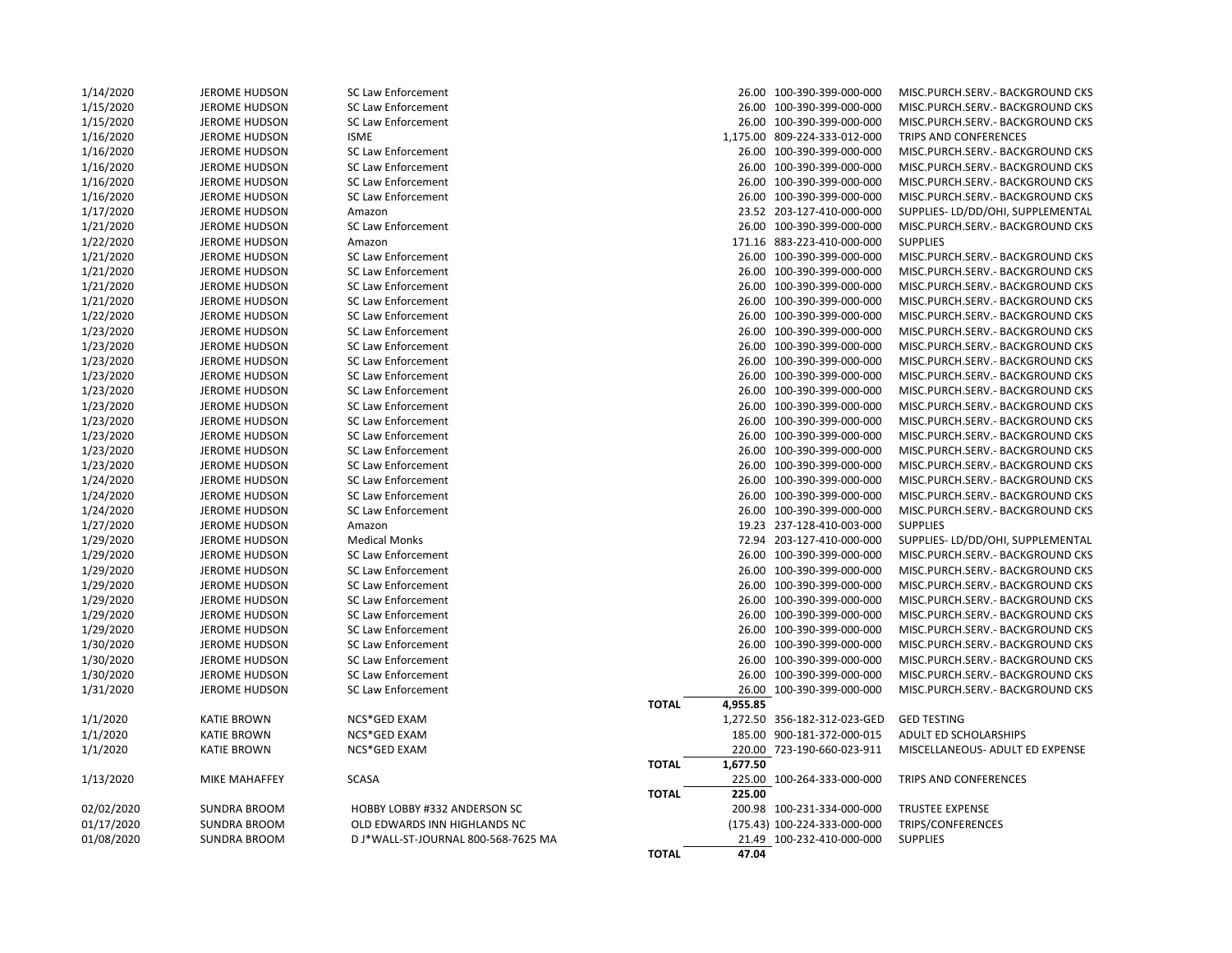| Date | Name | Vendor | | Amount | Account | Description |
|---|---|---|---|---|---|---|
| 1/14/2020 | JEROME HUDSON | SC Law Enforcement | | 26.00 | 100-390-399-000-000 | MISC.PURCH.SERV.- BACKGROUND CKS |
| 1/15/2020 | JEROME HUDSON | SC Law Enforcement | | 26.00 | 100-390-399-000-000 | MISC.PURCH.SERV.- BACKGROUND CKS |
| 1/15/2020 | JEROME HUDSON | SC Law Enforcement | | 26.00 | 100-390-399-000-000 | MISC.PURCH.SERV.- BACKGROUND CKS |
| 1/16/2020 | JEROME HUDSON | ISME | | 1,175.00 | 809-224-333-012-000 | TRIPS AND CONFERENCES |
| 1/16/2020 | JEROME HUDSON | SC Law Enforcement | | 26.00 | 100-390-399-000-000 | MISC.PURCH.SERV.- BACKGROUND CKS |
| 1/16/2020 | JEROME HUDSON | SC Law Enforcement | | 26.00 | 100-390-399-000-000 | MISC.PURCH.SERV.- BACKGROUND CKS |
| 1/16/2020 | JEROME HUDSON | SC Law Enforcement | | 26.00 | 100-390-399-000-000 | MISC.PURCH.SERV.- BACKGROUND CKS |
| 1/16/2020 | JEROME HUDSON | SC Law Enforcement | | 26.00 | 100-390-399-000-000 | MISC.PURCH.SERV.- BACKGROUND CKS |
| 1/17/2020 | JEROME HUDSON | Amazon | | 23.52 | 203-127-410-000-000 | SUPPLIES- LD/DD/OHI, SUPPLEMENTAL |
| 1/21/2020 | JEROME HUDSON | SC Law Enforcement | | 26.00 | 100-390-399-000-000 | MISC.PURCH.SERV.- BACKGROUND CKS |
| 1/22/2020 | JEROME HUDSON | Amazon | | 171.16 | 883-223-410-000-000 | SUPPLIES |
| 1/21/2020 | JEROME HUDSON | SC Law Enforcement | | 26.00 | 100-390-399-000-000 | MISC.PURCH.SERV.- BACKGROUND CKS |
| 1/21/2020 | JEROME HUDSON | SC Law Enforcement | | 26.00 | 100-390-399-000-000 | MISC.PURCH.SERV.- BACKGROUND CKS |
| 1/21/2020 | JEROME HUDSON | SC Law Enforcement | | 26.00 | 100-390-399-000-000 | MISC.PURCH.SERV.- BACKGROUND CKS |
| 1/21/2020 | JEROME HUDSON | SC Law Enforcement | | 26.00 | 100-390-399-000-000 | MISC.PURCH.SERV.- BACKGROUND CKS |
| 1/22/2020 | JEROME HUDSON | SC Law Enforcement | | 26.00 | 100-390-399-000-000 | MISC.PURCH.SERV.- BACKGROUND CKS |
| 1/23/2020 | JEROME HUDSON | SC Law Enforcement | | 26.00 | 100-390-399-000-000 | MISC.PURCH.SERV.- BACKGROUND CKS |
| 1/23/2020 | JEROME HUDSON | SC Law Enforcement | | 26.00 | 100-390-399-000-000 | MISC.PURCH.SERV.- BACKGROUND CKS |
| 1/23/2020 | JEROME HUDSON | SC Law Enforcement | | 26.00 | 100-390-399-000-000 | MISC.PURCH.SERV.- BACKGROUND CKS |
| 1/23/2020 | JEROME HUDSON | SC Law Enforcement | | 26.00 | 100-390-399-000-000 | MISC.PURCH.SERV.- BACKGROUND CKS |
| 1/23/2020 | JEROME HUDSON | SC Law Enforcement | | 26.00 | 100-390-399-000-000 | MISC.PURCH.SERV.- BACKGROUND CKS |
| 1/23/2020 | JEROME HUDSON | SC Law Enforcement | | 26.00 | 100-390-399-000-000 | MISC.PURCH.SERV.- BACKGROUND CKS |
| 1/23/2020 | JEROME HUDSON | SC Law Enforcement | | 26.00 | 100-390-399-000-000 | MISC.PURCH.SERV.- BACKGROUND CKS |
| 1/23/2020 | JEROME HUDSON | SC Law Enforcement | | 26.00 | 100-390-399-000-000 | MISC.PURCH.SERV.- BACKGROUND CKS |
| 1/23/2020 | JEROME HUDSON | SC Law Enforcement | | 26.00 | 100-390-399-000-000 | MISC.PURCH.SERV.- BACKGROUND CKS |
| 1/23/2020 | JEROME HUDSON | SC Law Enforcement | | 26.00 | 100-390-399-000-000 | MISC.PURCH.SERV.- BACKGROUND CKS |
| 1/24/2020 | JEROME HUDSON | SC Law Enforcement | | 26.00 | 100-390-399-000-000 | MISC.PURCH.SERV.- BACKGROUND CKS |
| 1/24/2020 | JEROME HUDSON | SC Law Enforcement | | 26.00 | 100-390-399-000-000 | MISC.PURCH.SERV.- BACKGROUND CKS |
| 1/24/2020 | JEROME HUDSON | SC Law Enforcement | | 26.00 | 100-390-399-000-000 | MISC.PURCH.SERV.- BACKGROUND CKS |
| 1/27/2020 | JEROME HUDSON | Amazon | | 19.23 | 237-128-410-003-000 | SUPPLIES |
| 1/29/2020 | JEROME HUDSON | Medical Monks | | 72.94 | 203-127-410-000-000 | SUPPLIES- LD/DD/OHI, SUPPLEMENTAL |
| 1/29/2020 | JEROME HUDSON | SC Law Enforcement | | 26.00 | 100-390-399-000-000 | MISC.PURCH.SERV.- BACKGROUND CKS |
| 1/29/2020 | JEROME HUDSON | SC Law Enforcement | | 26.00 | 100-390-399-000-000 | MISC.PURCH.SERV.- BACKGROUND CKS |
| 1/29/2020 | JEROME HUDSON | SC Law Enforcement | | 26.00 | 100-390-399-000-000 | MISC.PURCH.SERV.- BACKGROUND CKS |
| 1/29/2020 | JEROME HUDSON | SC Law Enforcement | | 26.00 | 100-390-399-000-000 | MISC.PURCH.SERV.- BACKGROUND CKS |
| 1/29/2020 | JEROME HUDSON | SC Law Enforcement | | 26.00 | 100-390-399-000-000 | MISC.PURCH.SERV.- BACKGROUND CKS |
| 1/29/2020 | JEROME HUDSON | SC Law Enforcement | | 26.00 | 100-390-399-000-000 | MISC.PURCH.SERV.- BACKGROUND CKS |
| 1/30/2020 | JEROME HUDSON | SC Law Enforcement | | 26.00 | 100-390-399-000-000 | MISC.PURCH.SERV.- BACKGROUND CKS |
| 1/30/2020 | JEROME HUDSON | SC Law Enforcement | | 26.00 | 100-390-399-000-000 | MISC.PURCH.SERV.- BACKGROUND CKS |
| 1/30/2020 | JEROME HUDSON | SC Law Enforcement | | 26.00 | 100-390-399-000-000 | MISC.PURCH.SERV.- BACKGROUND CKS |
| 1/31/2020 | JEROME HUDSON | SC Law Enforcement | | 26.00 | 100-390-399-000-000 | MISC.PURCH.SERV.- BACKGROUND CKS |
| | | | **TOTAL** | **4,955.85** | | |
| 1/1/2020 | KATIE BROWN | NCS*GED EXAM | | 1,272.50 | 356-182-312-023-GED | GED TESTING |
| 1/1/2020 | KATIE BROWN | NCS*GED EXAM | | 185.00 | 900-181-372-000-015 | ADULT ED SCHOLARSHIPS |
| 1/1/2020 | KATIE BROWN | NCS*GED EXAM | | 220.00 | 723-190-660-023-911 | MISCELLANEOUS- ADULT ED EXPENSE |
| | | | **TOTAL** | **1,677.50** | | |
| 1/13/2020 | MIKE MAHAFFEY | SCASA | | 225.00 | 100-264-333-000-000 | TRIPS AND CONFERENCES |
| | | | **TOTAL** | **225.00** | | |
| 02/02/2020 | SUNDRA BROOM | HOBBY LOBBY #332 ANDERSON SC | | 200.98 | 100-231-334-000-000 | TRUSTEE EXPENSE |
| 01/17/2020 | SUNDRA BROOM | OLD EDWARDS INN HIGHLANDS NC | | (175.43) | 100-224-333-000-000 | TRIPS/CONFERENCES |
| 01/08/2020 | SUNDRA BROOM | D J*WALL-ST-JOURNAL 800-568-7625 MA | | 21.49 | 100-232-410-000-000 | SUPPLIES |
| | | | **TOTAL** | **47.04** | | |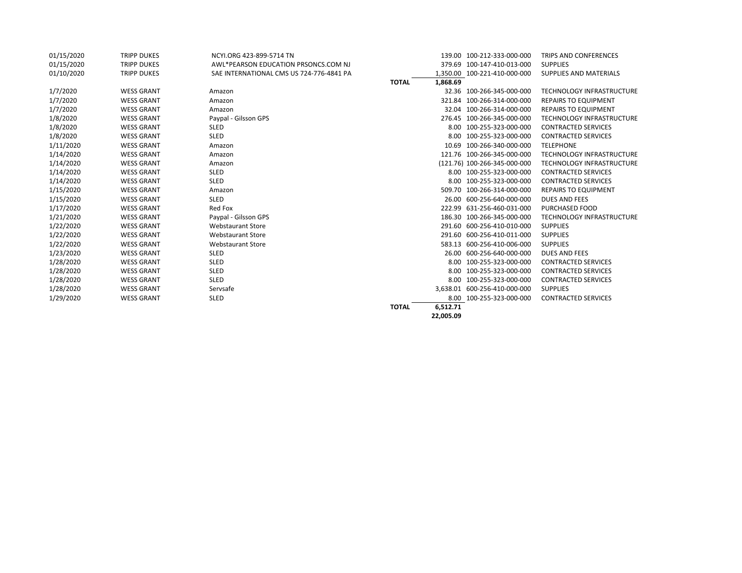| | | | | | | |
|---|---|---|---|---|---|---|
| 01/15/2020 | TRIPP DUKES | NCYI.ORG 423-899-5714 TN | | 139.00 | 100-212-333-000-000 | TRIPS AND CONFERENCES |
| 01/15/2020 | TRIPP DUKES | AWL*PEARSON EDUCATION PRSONCS.COM NJ | | 379.69 | 100-147-410-013-000 | SUPPLIES |
| 01/10/2020 | TRIPP DUKES | SAE INTERNATIONAL CMS US 724-776-4841 PA | | 1,350.00 | 100-221-410-000-000 | SUPPLIES AND MATERIALS |
| | | | **TOTAL** | **1,868.69** | | |
| 1/7/2020 | WESS GRANT | Amazon | | 32.36 | 100-266-345-000-000 | TECHNOLOGY INFRASTRUCTURE |
| 1/7/2020 | WESS GRANT | Amazon | | 321.84 | 100-266-314-000-000 | REPAIRS TO EQUIPMENT |
| 1/7/2020 | WESS GRANT | Amazon | | 32.04 | 100-266-314-000-000 | REPAIRS TO EQUIPMENT |
| 1/8/2020 | WESS GRANT | Paypal - Gilsson GPS | | 276.45 | 100-266-345-000-000 | TECHNOLOGY INFRASTRUCTURE |
| 1/8/2020 | WESS GRANT | SLED | | 8.00 | 100-255-323-000-000 | CONTRACTED SERVICES |
| 1/8/2020 | WESS GRANT | SLED | | 8.00 | 100-255-323-000-000 | CONTRACTED SERVICES |
| 1/11/2020 | WESS GRANT | Amazon | | 10.69 | 100-266-340-000-000 | TELEPHONE |
| 1/14/2020 | WESS GRANT | Amazon | | 121.76 | 100-266-345-000-000 | TECHNOLOGY INFRASTRUCTURE |
| 1/14/2020 | WESS GRANT | Amazon | | (121.76) | 100-266-345-000-000 | TECHNOLOGY INFRASTRUCTURE |
| 1/14/2020 | WESS GRANT | SLED | | 8.00 | 100-255-323-000-000 | CONTRACTED SERVICES |
| 1/14/2020 | WESS GRANT | SLED | | 8.00 | 100-255-323-000-000 | CONTRACTED SERVICES |
| 1/15/2020 | WESS GRANT | Amazon | | 509.70 | 100-266-314-000-000 | REPAIRS TO EQUIPMENT |
| 1/15/2020 | WESS GRANT | SLED | | 26.00 | 600-256-640-000-000 | DUES AND FEES |
| 1/17/2020 | WESS GRANT | Red Fox | | 222.99 | 631-256-460-031-000 | PURCHASED FOOD |
| 1/21/2020 | WESS GRANT | Paypal - Gilsson GPS | | 186.30 | 100-266-345-000-000 | TECHNOLOGY INFRASTRUCTURE |
| 1/22/2020 | WESS GRANT | Webstaurant Store | | 291.60 | 600-256-410-010-000 | SUPPLIES |
| 1/22/2020 | WESS GRANT | Webstaurant Store | | 291.60 | 600-256-410-011-000 | SUPPLIES |
| 1/22/2020 | WESS GRANT | Webstaurant Store | | 583.13 | 600-256-410-006-000 | SUPPLIES |
| 1/23/2020 | WESS GRANT | SLED | | 26.00 | 600-256-640-000-000 | DUES AND FEES |
| 1/28/2020 | WESS GRANT | SLED | | 8.00 | 100-255-323-000-000 | CONTRACTED SERVICES |
| 1/28/2020 | WESS GRANT | SLED | | 8.00 | 100-255-323-000-000 | CONTRACTED SERVICES |
| 1/28/2020 | WESS GRANT | SLED | | 8.00 | 100-255-323-000-000 | CONTRACTED SERVICES |
| 1/28/2020 | WESS GRANT | Servsafe | | 3,638.01 | 600-256-410-000-000 | SUPPLIES |
| 1/29/2020 | WESS GRANT | SLED | | 8.00 | 100-255-323-000-000 | CONTRACTED SERVICES |
| | | | **TOTAL** | **6,512.71** | | |
| | | | | **22,005.09** | | |